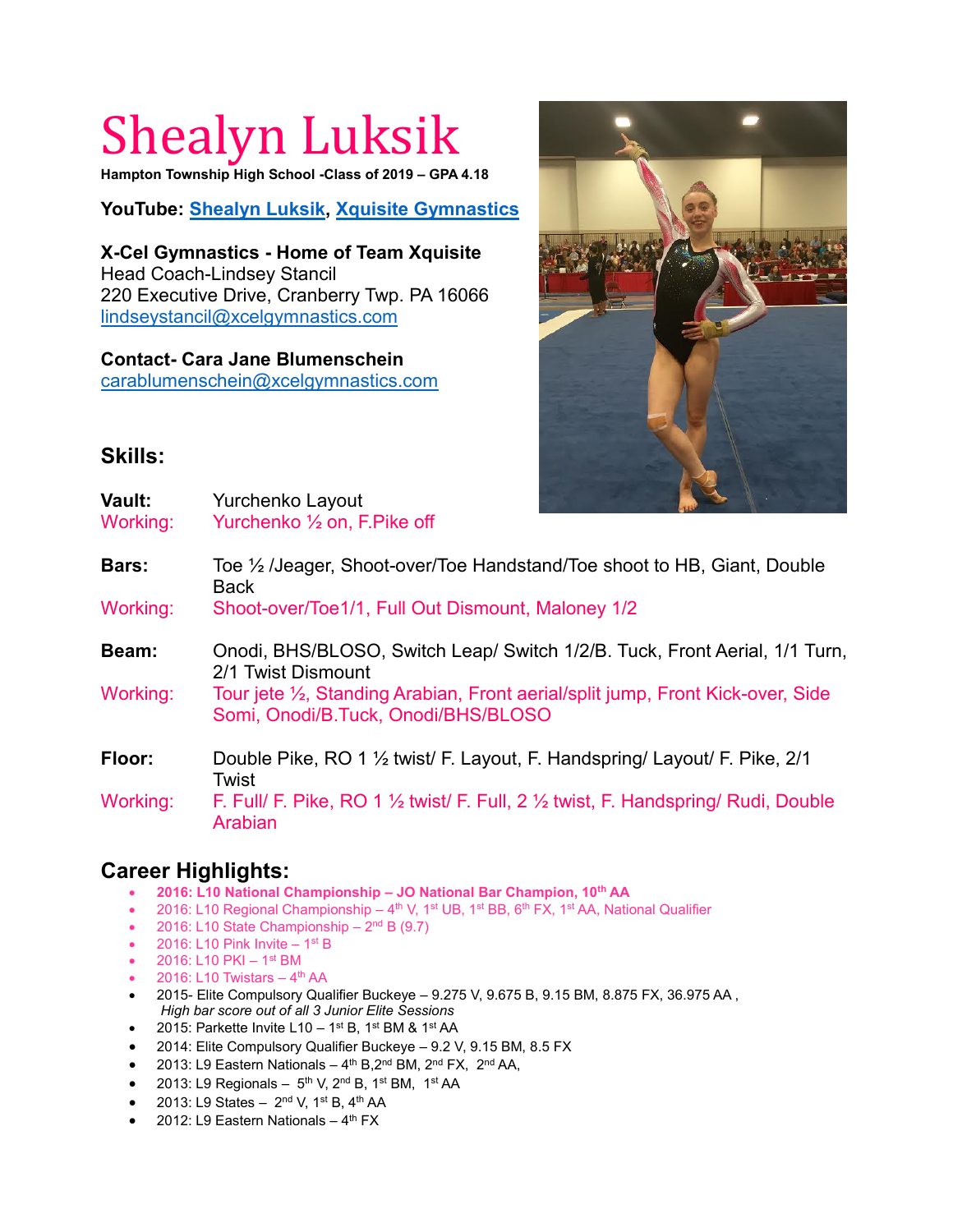# Shealyn Luksik

**Hampton Township High School -Class of 2019 – GPA 4.18**

**YouTube: Shealyn Luksik, Xquisite Gymnastics**

**X-Cel Gymnastics - Home of Team Xquisite**
Head Coach-Lindsey Stancil
220 Executive Drive, Cranberry Twp. PA 16066
lindseystancil@xcelgymnastics.com

**Contact- Cara Jane Blumenschein**
carablumenschein@xcelgymnastics.com

## Skills:

**Vault:** Yurchenko Layout
Working: Yurchenko ½ on, F.Pike off

**Bars:** Toe ½ /Jeager, Shoot-over/Toe Handstand/Toe shoot to HB, Giant, Double Back
Working: Shoot-over/Toe1/1, Full Out Dismount, Maloney 1/2

**Beam:** Onodi, BHS/BLOSO, Switch Leap/ Switch 1/2/B. Tuck, Front Aerial, 1/1 Turn, 2/1 Twist Dismount
Working: Tour jete ½, Standing Arabian, Front aerial/split jump, Front Kick-over, Side Somi, Onodi/B.Tuck, Onodi/BHS/BLOSO

**Floor:** Double Pike, RO 1 ½ twist/ F. Layout, F. Handspring/ Layout/ F. Pike, 2/1 Twist
Working: F. Full/ F. Pike, RO 1 ½ twist/ F. Full, 2 ½ twist, F. Handspring/ Rudi, Double Arabian

## Career Highlights:

- **2016: L10 National Championship – JO National Bar Champion, 10th AA**
- 2016: L10 Regional Championship – 4th V, 1st UB, 1st BB, 6th FX, 1st AA, National Qualifier
- 2016: L10 State Championship – 2nd B (9.7)
- 2016: L10 Pink Invite – 1st B
- 2016: L10 PKI – 1st BM
- 2016: L10 Twistars – 4th AA
- 2015- Elite Compulsory Qualifier Buckeye – 9.275 V, 9.675 B, 9.15 BM, 8.875 FX, 36.975 AA , *High bar score out of all 3 Junior Elite Sessions*
- 2015: Parkette Invite L10 – 1st B, 1st BM & 1st AA
- 2014: Elite Compulsory Qualifier Buckeye – 9.2 V, 9.15 BM, 8.5 FX
- 2013: L9 Eastern Nationals – 4th B,2nd BM, 2nd FX, 2nd AA,
- 2013: L9 Regionals – 5th V, 2nd B, 1st BM, 1st AA
- 2013: L9 States – 2nd V, 1st B, 4th AA
- 2012: L9 Eastern Nationals – 4th FX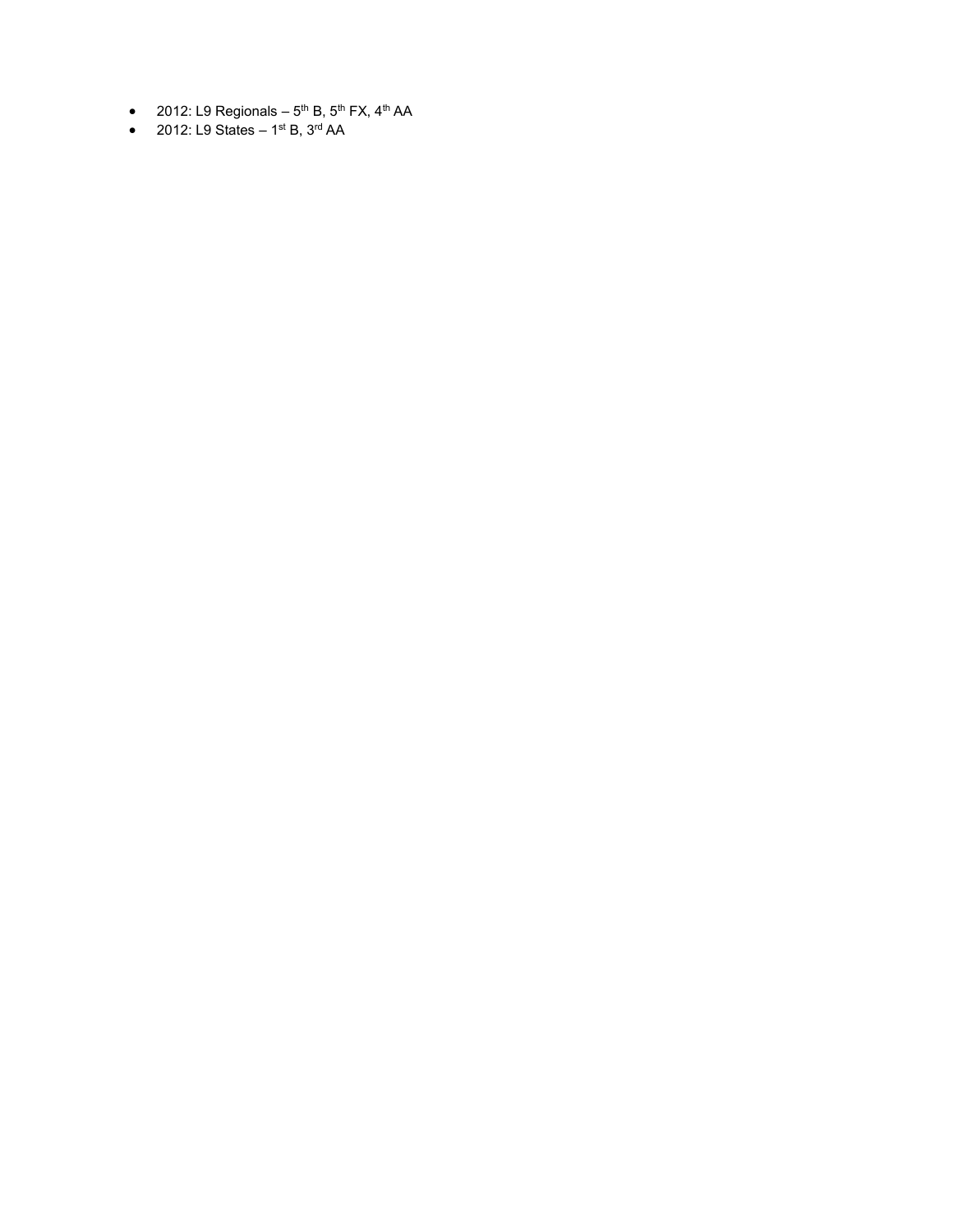- 2012: L9 Regionals – 5th B, 5th FX, 4th AA
- 2012: L9 States – 1st B, 3rd AA